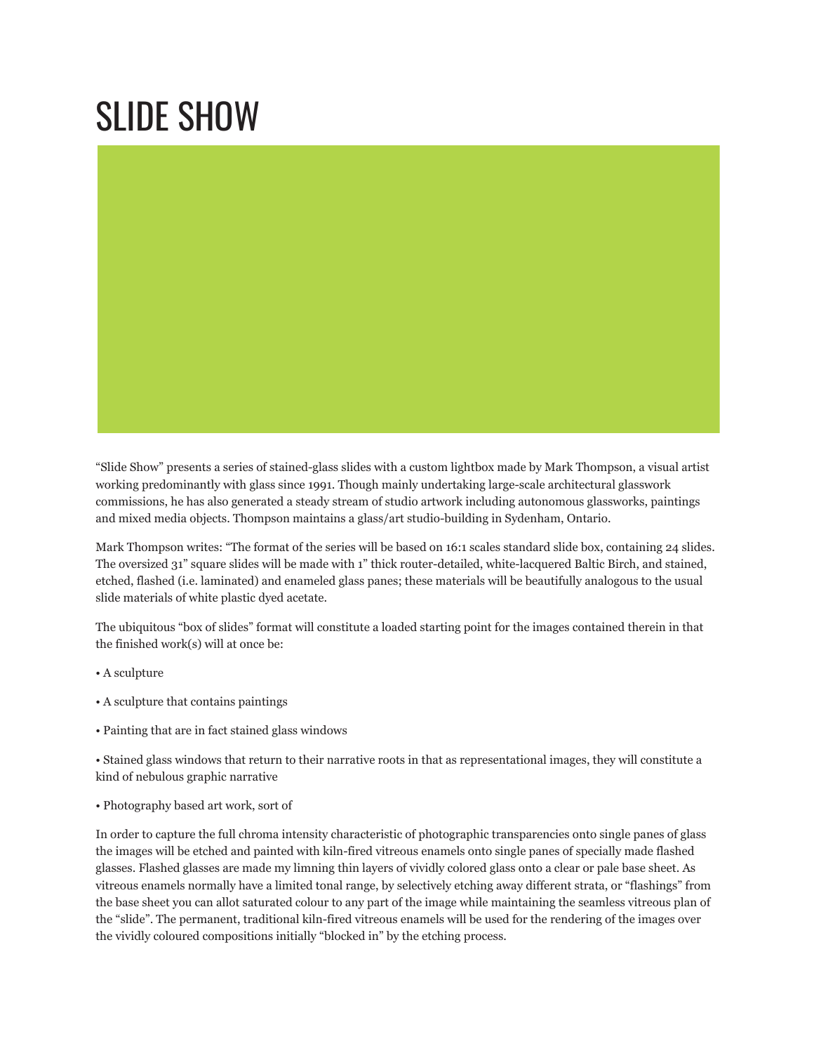# SLIDE SHOW

"Slide Show" presents a series of stained-glass slides with a custom lightbox made by Mark Thompson, a visual artist working predominantly with glass since 1991. Though mainly undertaking large-scale architectural glasswork commissions, he has also generated a steady stream of studio artwork including autonomous glassworks, paintings and mixed media objects. Thompson maintains a glass/art studio-building in Sydenham, Ontario.

Mark Thompson writes: "The format of the series will be based on 16:1 scales standard slide box, containing 24 slides. The oversized 31" square slides will be made with 1" thick router-detailed, white-lacquered Baltic Birch, and stained, etched, flashed (i.e. laminated) and enameled glass panes; these materials will be beautifully analogous to the usual slide materials of white plastic dyed acetate.

The ubiquitous "box of slides" format will constitute a loaded starting point for the images contained therein in that the finished work(s) will at once be:

• A sculpture

• A sculpture that contains paintings

• Painting that are in fact stained glass windows

• Stained glass windows that return to their narrative roots in that as representational images, they will constitute a kind of nebulous graphic narrative

• Photography based art work, sort of

In order to capture the full chroma intensity characteristic of photographic transparencies onto single panes of glass the images will be etched and painted with kiln-fired vitreous enamels onto single panes of specially made flashed glasses. Flashed glasses are made my limning thin layers of vividly colored glass onto a clear or pale base sheet. As vitreous enamels normally have a limited tonal range, by selectively etching away different strata, or "flashings" from the base sheet you can allot saturated colour to any part of the image while maintaining the seamless vitreous plan of the "slide". The permanent, traditional kiln-fired vitreous enamels will be used for the rendering of the images over the vividly coloured compositions initially "blocked in" by the etching process.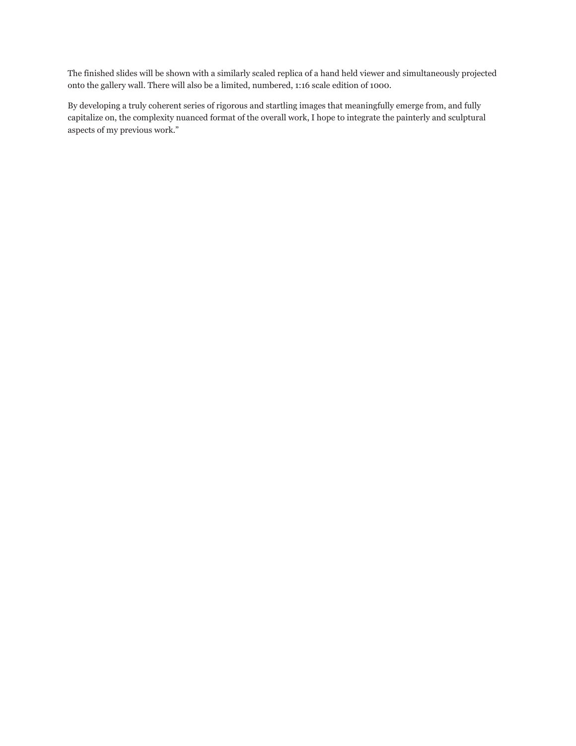The finished slides will be shown with a similarly scaled replica of a hand held viewer and simultaneously projected onto the gallery wall. There will also be a limited, numbered, 1:16 scale edition of 1000.

By developing a truly coherent series of rigorous and startling images that meaningfully emerge from, and fully capitalize on, the complexity nuanced format of the overall work, I hope to integrate the painterly and sculptural aspects of my previous work."